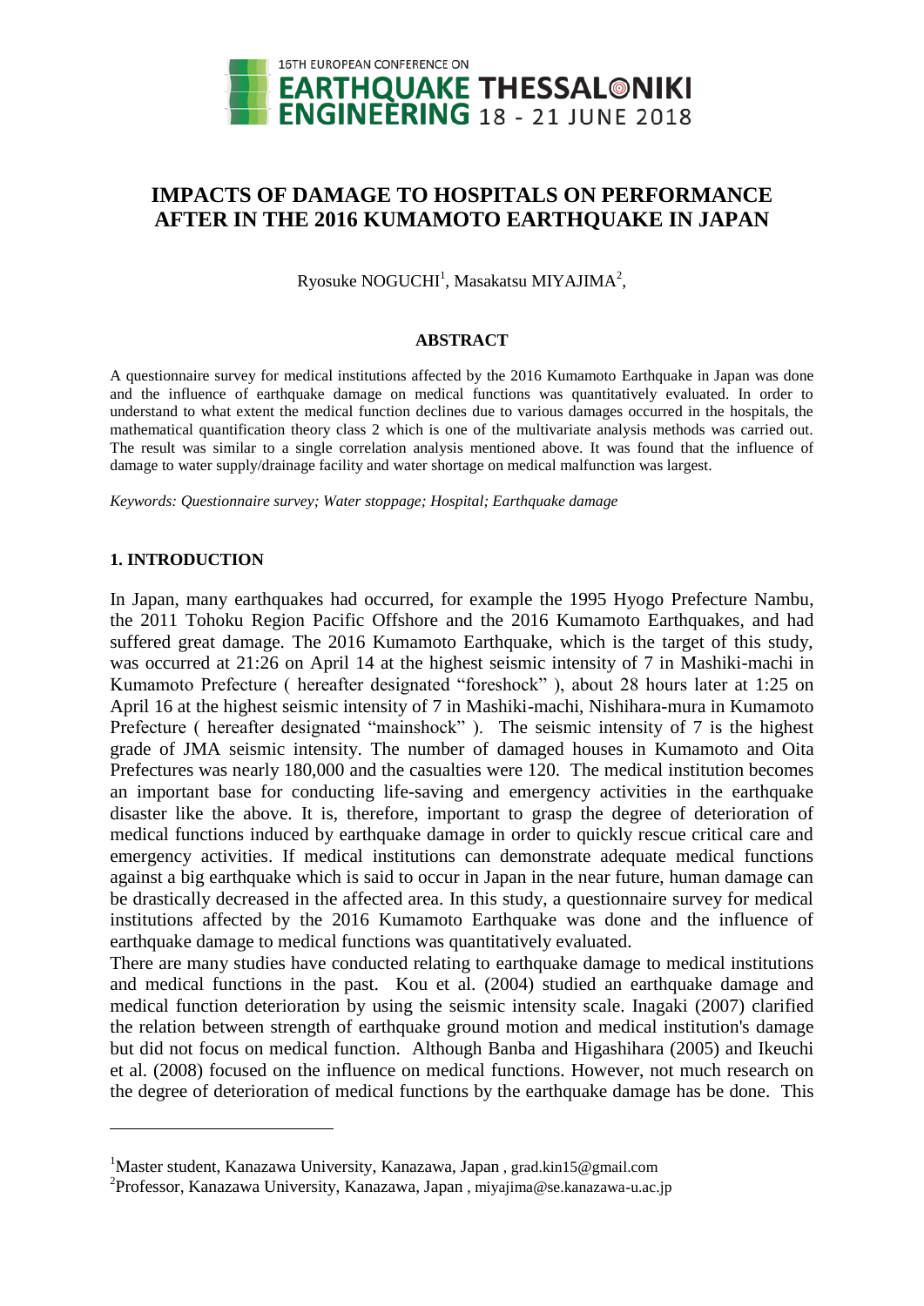# IMPACTS OF DAMAGE TO HOSPITALS ON PERFORMANCE AFTER IN THE 2016 KUMAMOTO EARTHQUAKE IN JAPAN

Ryosuke NOGUCHI[1], Masakatsu MIYAJIMA[2],

## ABSTRACT

A questionnaire survey for medical institutions affected by the 2016 Kumamoto Earthquake in Japan was done and the influence of earthquake damage on medical functions was quantitatively evaluated. In order to understand to what extent the medical function declines due to various damages occurred in the hospitals, the mathematical quantification theory class 2 which is one of the multivariate analysis methods was carried out. The result was similar to a single correlation analysis mentioned above. It was found that the influence of damage to water supply/drainage facility and water shortage on medical malfunction was largest.

*Keywords: Questionnaire survey; Water stoppage; Hospital; Earthquake damage*

## 1. INTRODUCTION

In Japan, many earthquakes had occurred, for example the 1995 Hyogo Prefecture Nambu, the 2011 Tohoku Region Pacific Offshore and the 2016 Kumamoto Earthquakes, and had suffered great damage. The 2016 Kumamoto Earthquake, which is the target of this study, was occurred at 21:26 on April 14 at the highest seismic intensity of 7 in Mashiki-machi in Kumamoto Prefecture ( hereafter designated "foreshock" ), about 28 hours later at 1:25 on April 16 at the highest seismic intensity of 7 in Mashiki-machi, Nishihara-mura in Kumamoto Prefecture ( hereafter designated "mainshock" ). The seismic intensity of 7 is the highest grade of JMA seismic intensity. The number of damaged houses in Kumamoto and Oita Prefectures was nearly 180,000 and the casualties were 120. The medical institution becomes an important base for conducting life-saving and emergency activities in the earthquake disaster like the above. It is, therefore, important to grasp the degree of deterioration of medical functions induced by earthquake damage in order to quickly rescue critical care and emergency activities. If medical institutions can demonstrate adequate medical functions against a big earthquake which is said to occur in Japan in the near future, human damage can be drastically decreased in the affected area. In this study, a questionnaire survey for medical institutions affected by the 2016 Kumamoto Earthquake was done and the influence of earthquake damage to medical functions was quantitatively evaluated.

There are many studies have conducted relating to earthquake damage to medical institutions and medical functions in the past. Kou et al. (2004) studied an earthquake damage and medical function deterioration by using the seismic intensity scale. Inagaki (2007) clarified the relation between strength of earthquake ground motion and medical institution's damage but did not focus on medical function. Although Banba and Higashihara (2005) and Ikeuchi et al. (2008) focused on the influence on medical functions. However, not much research on the degree of deterioration of medical functions by the earthquake damage has be done. This

---

[1]Master student, Kanazawa University, Kanazawa, Japan , grad.kin15@gmail.com

[2]Professor, Kanazawa University, Kanazawa, Japan , miyajima@se.kanazawa-u.ac.jp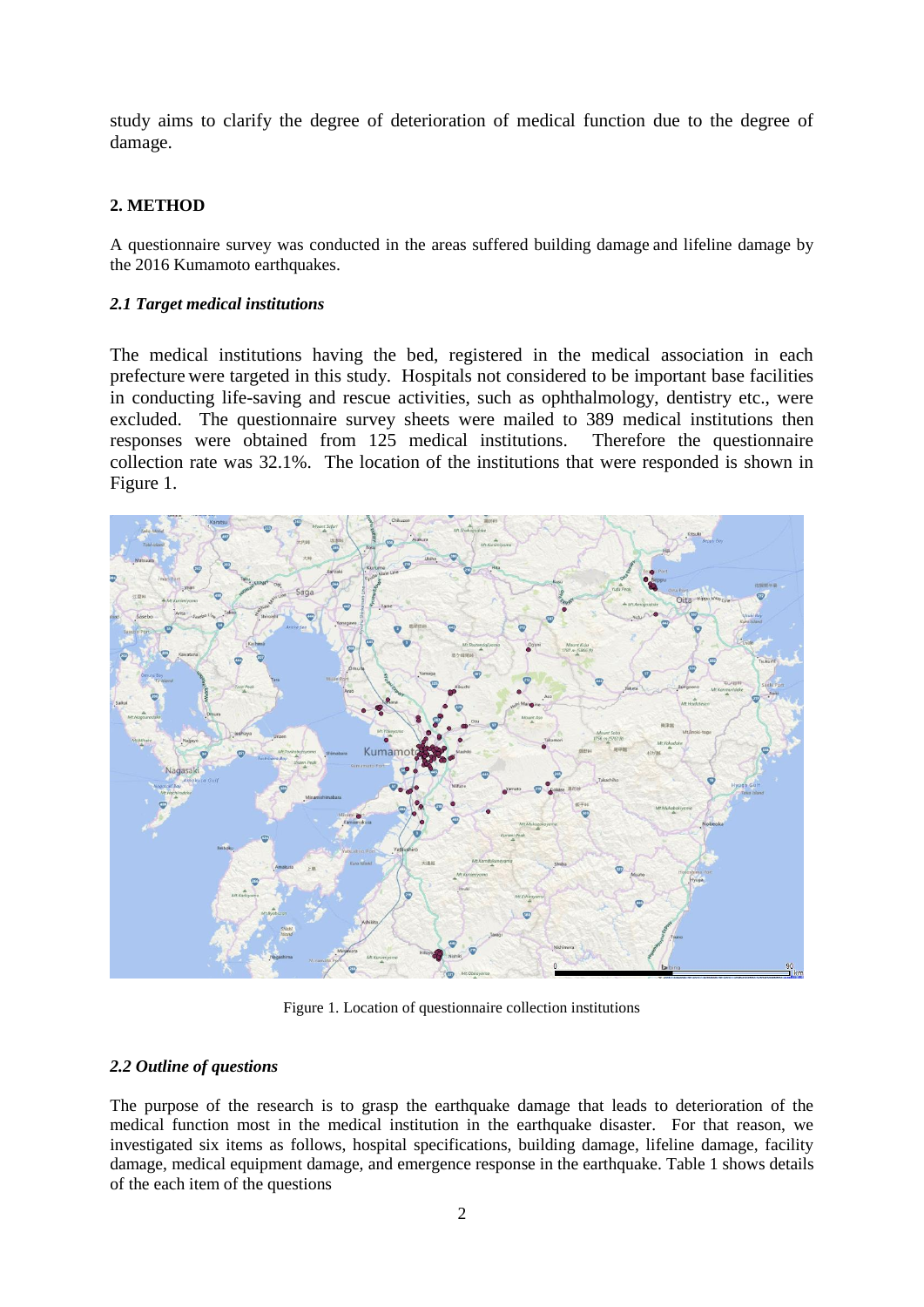study aims to clarify the degree of deterioration of medical function due to the degree of damage.

## 2. METHOD

A questionnaire survey was conducted in the areas suffered building damage and lifeline damage by the 2016 Kumamoto earthquakes.

### *2.1 Target medical institutions*

The medical institutions having the bed, registered in the medical association in each prefecture were targeted in this study. Hospitals not considered to be important base facilities in conducting life-saving and rescue activities, such as ophthalmology, dentistry etc., were excluded. The questionnaire survey sheets were mailed to 389 medical institutions then responses were obtained from 125 medical institutions. Therefore the questionnaire collection rate was 32.1%. The location of the institutions that were responded is shown in Figure 1.

Figure 1. Location of questionnaire collection institutions

### *2.2 Outline of questions*

The purpose of the research is to grasp the earthquake damage that leads to deterioration of the medical function most in the medical institution in the earthquake disaster. For that reason, we investigated six items as follows, hospital specifications, building damage, lifeline damage, facility damage, medical equipment damage, and emergence response in the earthquake. Table 1 shows details of the each item of the questions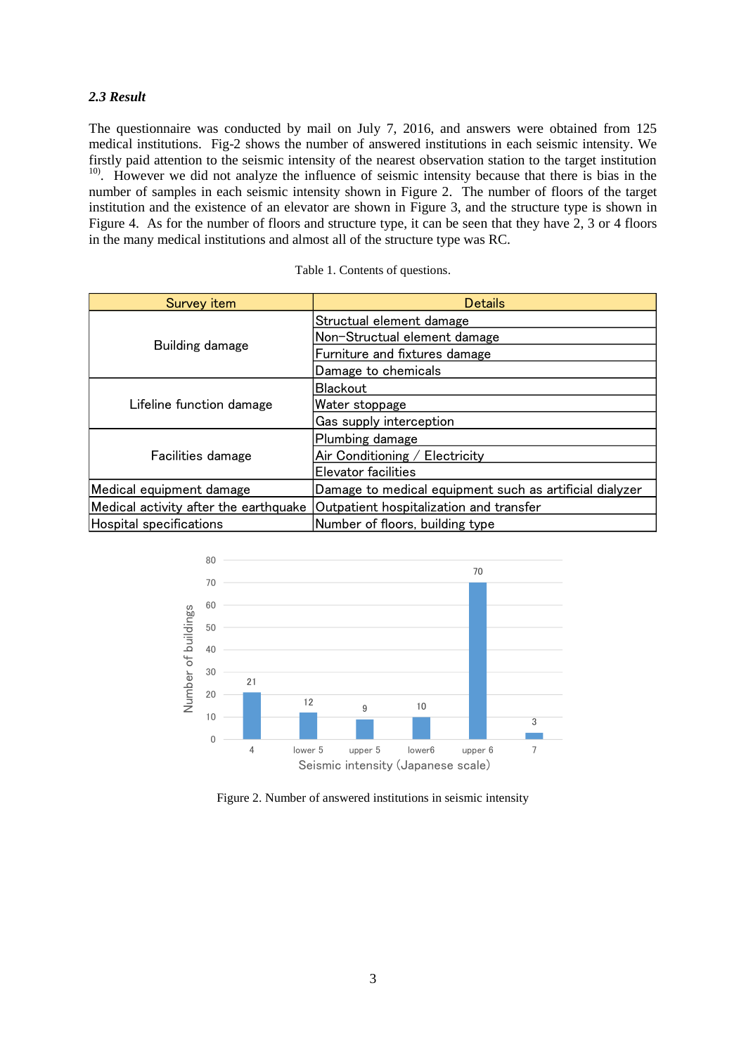### *2.3 Result*

The questionnaire was conducted by mail on July 7, 2016, and answers were obtained from 125 medical institutions. Fig-2 shows the number of answered institutions in each seismic intensity. We firstly paid attention to the seismic intensity of the nearest observation station to the target institution [10]. However we did not analyze the influence of seismic intensity because that there is bias in the number of samples in each seismic intensity shown in Figure 2. The number of floors of the target institution and the existence of an elevator are shown in Figure 3, and the structure type is shown in Figure 4. As for the number of floors and structure type, it can be seen that they have 2, 3 or 4 floors in the many medical institutions and almost all of the structure type was RC.

Table 1. Contents of questions.

| Survey item | Details |
|---|---|
| Building damage | Structual element damage |
| | Non-Structual element damage |
| | Furniture and fixtures damage |
| | Damage to chemicals |
| Lifeline function damage | Blackout |
| | Water stoppage |
| | Gas supply interception |
| Facilities damage | Plumbing damage |
| | Air Conditioning / Electricity |
| | Elevator facilities |
| Medical equipment damage | Damage to medical equipment such as artificial dialyzer |
| Medical activity after the earthquake | Outpatient hospitalization and transfer |
| Hospital specifications | Number of floors, building type |

| Seismic intensity (Japanese scale) | 4 | lower 5 | upper 5 | lower6 | upper 6 | 7 |
|---|---|---|---|---|---|---|
| Number of buildings | 21 | 12 | 9 | 10 | 70 | 3 |

Figure 2. Number of answered institutions in seismic intensity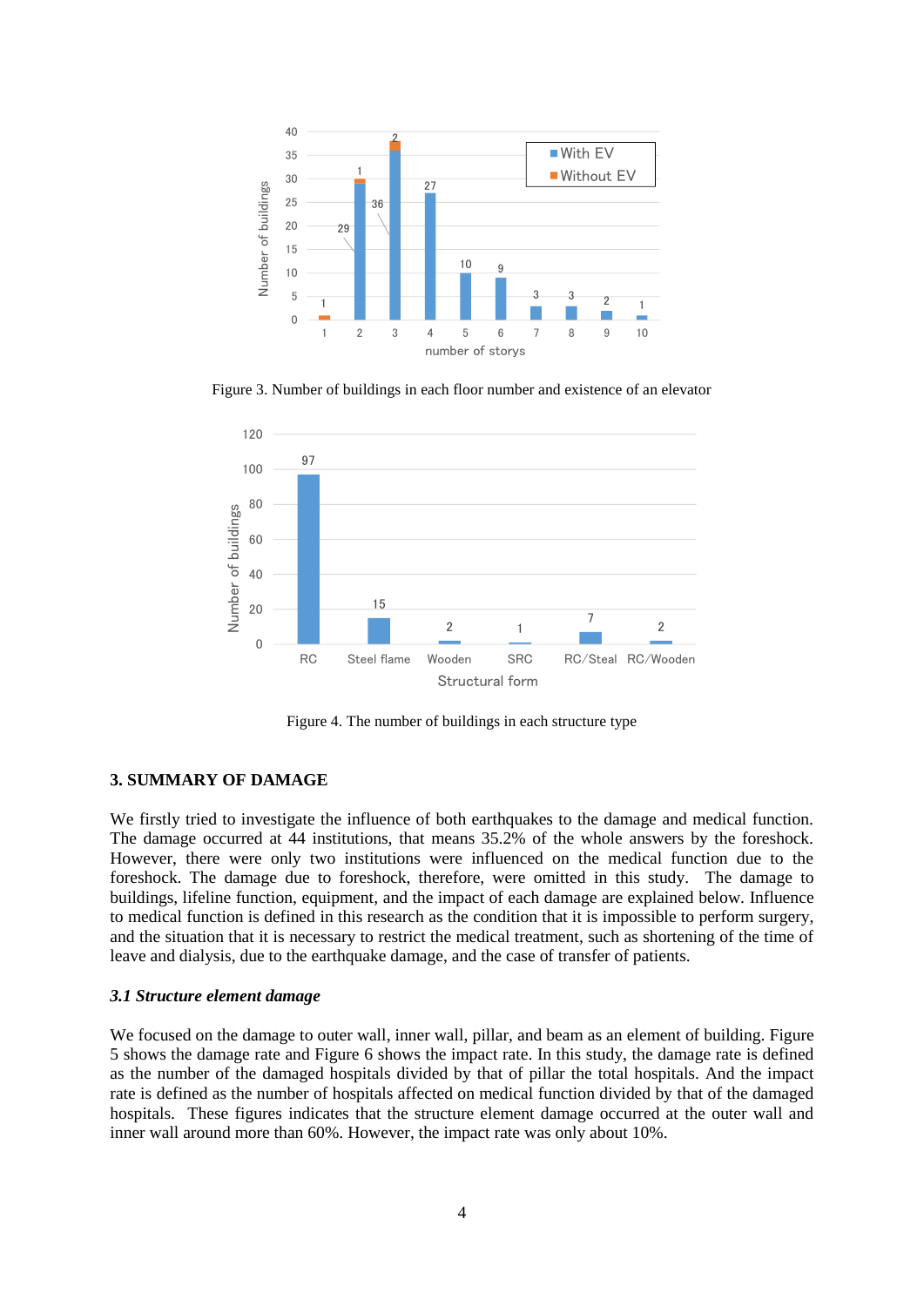Figure 3. Number of buildings in each floor number and existence of an elevator

Figure 4. The number of buildings in each structure type

## 3. SUMMARY OF DAMAGE

We firstly tried to investigate the influence of both earthquakes to the damage and medical function. The damage occurred at 44 institutions, that means 35.2% of the whole answers by the foreshock. However, there were only two institutions were influenced on the medical function due to the foreshock. The damage due to foreshock, therefore, were omitted in this study. The damage to buildings, lifeline function, equipment, and the impact of each damage are explained below. Influence to medical function is defined in this research as the condition that it is impossible to perform surgery, and the situation that it is necessary to restrict the medical treatment, such as shortening of the time of leave and dialysis, due to the earthquake damage, and the case of transfer of patients.

### *3.1 Structure element damage*

We focused on the damage to outer wall, inner wall, pillar, and beam as an element of building. Figure 5 shows the damage rate and Figure 6 shows the impact rate. In this study, the damage rate is defined as the number of the damaged hospitals divided by that of pillar the total hospitals. And the impact rate is defined as the number of hospitals affected on medical function divided by that of the damaged hospitals. These figures indicates that the structure element damage occurred at the outer wall and inner wall around more than 60%. However, the impact rate was only about 10%.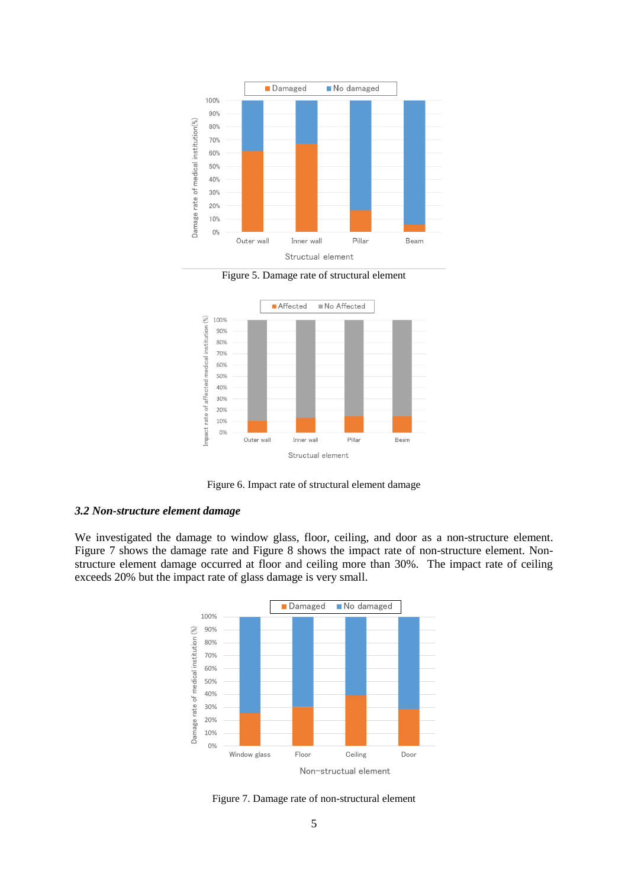Figure 5. Damage rate of structural element

Figure 6. Impact rate of structural element damage

### *3.2 Non-structure element damage*

We investigated the damage to window glass, floor, ceiling, and door as a non-structure element. Figure 7 shows the damage rate and Figure 8 shows the impact rate of non-structure element. Non-structure element damage occurred at floor and ceiling more than 30%. The impact rate of ceiling exceeds 20% but the impact rate of glass damage is very small.

Figure 7. Damage rate of non-structural element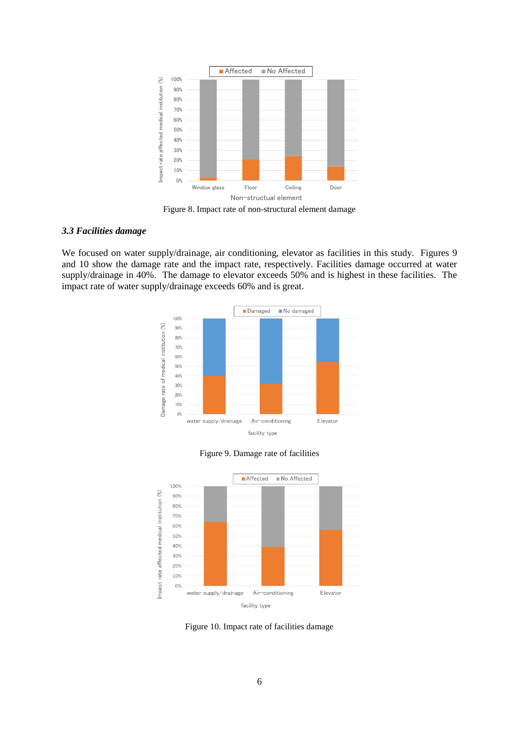Figure 8. Impact rate of non-structural element damage

### *3.3 Facilities damage*

We focused on water supply/drainage, air conditioning, elevator as facilities in this study. Figures 9 and 10 show the damage rate and the impact rate, respectively. Facilities damage occurred at water supply/drainage in 40%. The damage to elevator exceeds 50% and is highest in these facilities. The impact rate of water supply/drainage exceeds 60% and is great.

Figure 9. Damage rate of facilities

Figure 10. Impact rate of facilities damage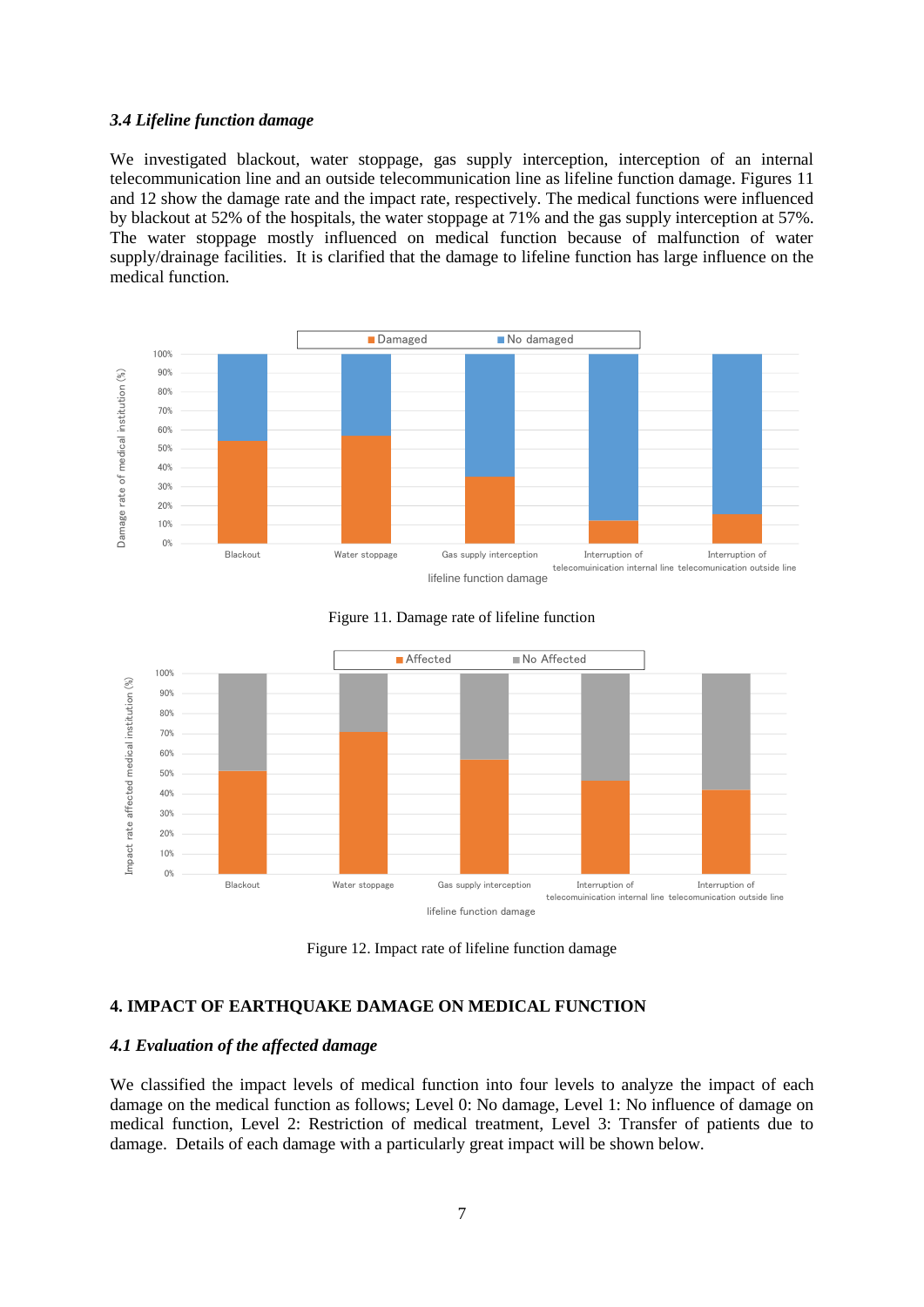### *3.4 Lifeline function damage*

We investigated blackout, water stoppage, gas supply interception, interception of an internal telecommunication line and an outside telecommunication line as lifeline function damage. Figures 11 and 12 show the damage rate and the impact rate, respectively. The medical functions were influenced by blackout at 52% of the hospitals, the water stoppage at 71% and the gas supply interception at 57%. The water stoppage mostly influenced on medical function because of malfunction of water supply/drainage facilities. It is clarified that the damage to lifeline function has large influence on the medical function.

Figure 11. Damage rate of lifeline function

Figure 12. Impact rate of lifeline function damage

## 4. IMPACT OF EARTHQUAKE DAMAGE ON MEDICAL FUNCTION

### *4.1 Evaluation of the affected damage*

We classified the impact levels of medical function into four levels to analyze the impact of each damage on the medical function as follows; Level 0: No damage, Level 1: No influence of damage on medical function, Level 2: Restriction of medical treatment, Level 3: Transfer of patients due to damage. Details of each damage with a particularly great impact will be shown below.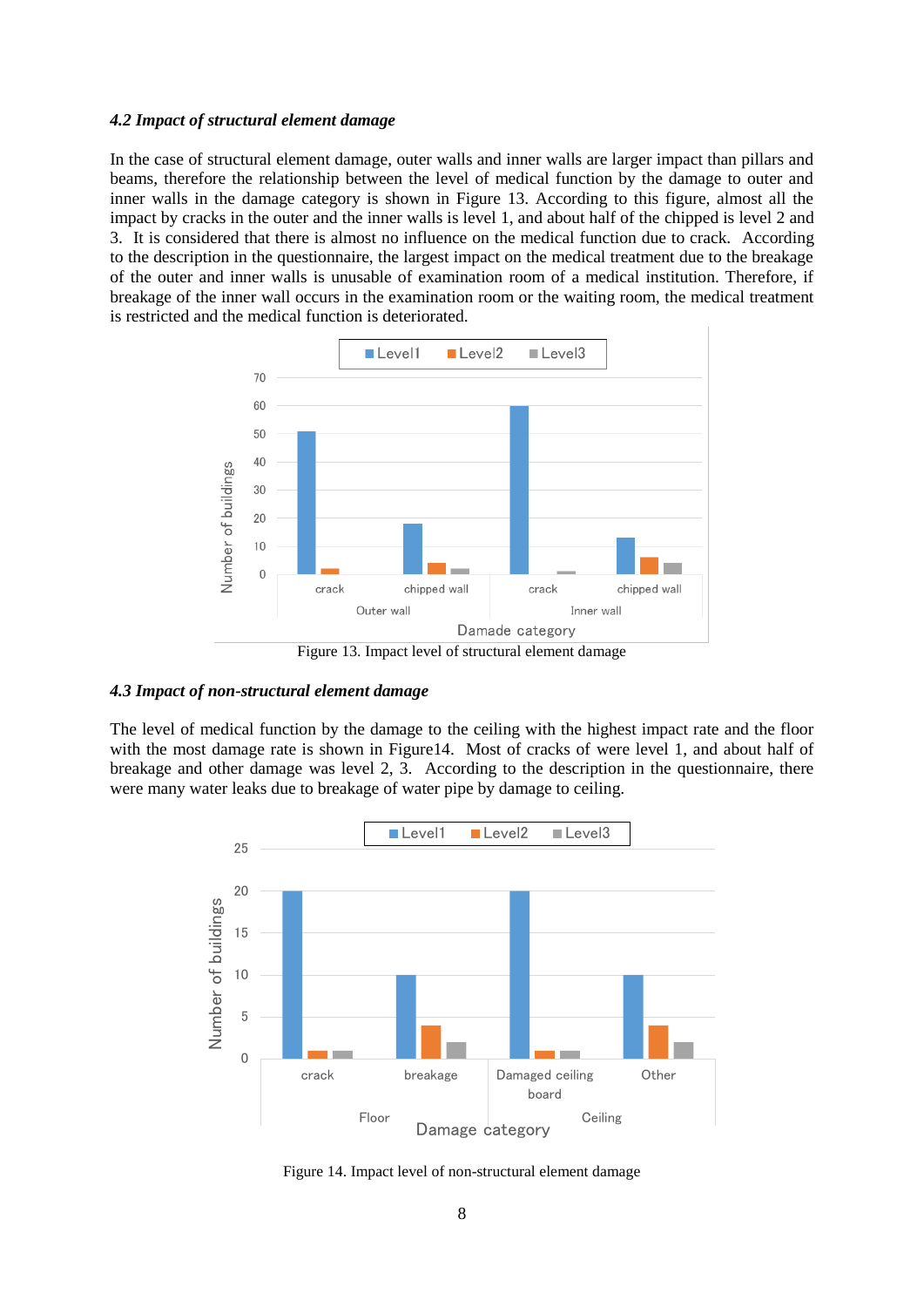#### *4.2 Impact of structural element damage*

In the case of structural element damage, outer walls and inner walls are larger impact than pillars and beams, therefore the relationship between the level of medical function by the damage to outer and inner walls in the damage category is shown in Figure 13. According to this figure, almost all the impact by cracks in the outer and the inner walls is level 1, and about half of the chipped is level 2 and 3. It is considered that there is almost no influence on the medical function due to crack. According to the description in the questionnaire, the largest impact on the medical treatment due to the breakage of the outer and inner walls is unusable of examination room of a medical institution. Therefore, if breakage of the inner wall occurs in the examination room or the waiting room, the medical treatment is restricted and the medical function is deteriorated.

Figure 13. Impact level of structural element damage

#### *4.3 Impact of non-structural element damage*

The level of medical function by the damage to the ceiling with the highest impact rate and the floor with the most damage rate is shown in Figure14. Most of cracks of were level 1, and about half of breakage and other damage was level 2, 3. According to the description in the questionnaire, there were many water leaks due to breakage of water pipe by damage to ceiling.

Figure 14. Impact level of non-structural element damage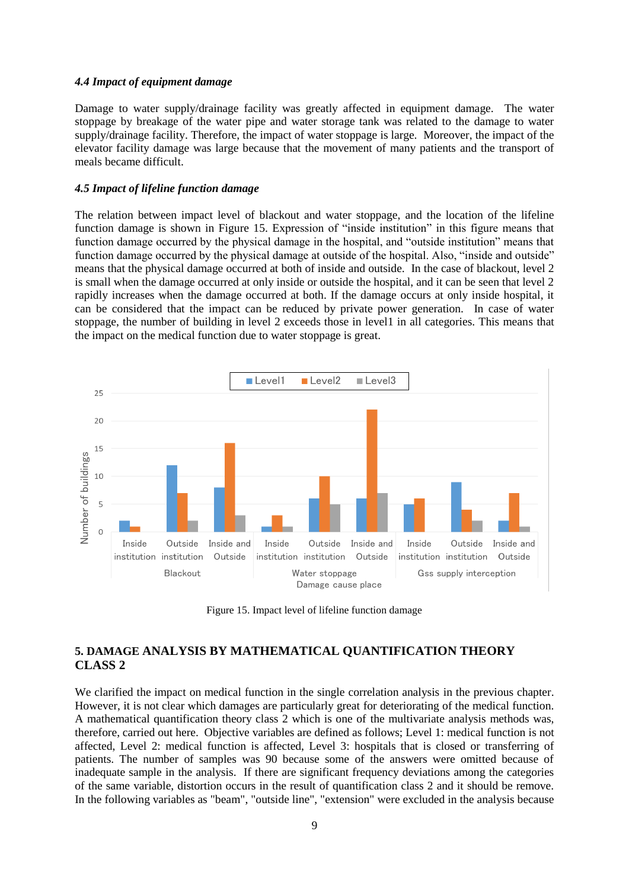### *4.4 Impact of equipment damage*

Damage to water supply/drainage facility was greatly affected in equipment damage. The water stoppage by breakage of the water pipe and water storage tank was related to the damage to water supply/drainage facility. Therefore, the impact of water stoppage is large. Moreover, the impact of the elevator facility damage was large because that the movement of many patients and the transport of meals became difficult.

### *4.5 Impact of lifeline function damage*

The relation between impact level of blackout and water stoppage, and the location of the lifeline function damage is shown in Figure 15. Expression of "inside institution" in this figure means that function damage occurred by the physical damage in the hospital, and "outside institution" means that function damage occurred by the physical damage at outside of the hospital. Also, "inside and outside" means that the physical damage occurred at both of inside and outside. In the case of blackout, level 2 is small when the damage occurred at only inside or outside the hospital, and it can be seen that level 2 rapidly increases when the damage occurred at both. If the damage occurs at only inside hospital, it can be considered that the impact can be reduced by private power generation. In case of water stoppage, the number of building in level 2 exceeds those in level1 in all categories. This means that the impact on the medical function due to water stoppage is great.

Figure 15. Impact level of lifeline function damage

## 5. DAMAGE ANALYSIS BY MATHEMATICAL QUANTIFICATION THEORY CLASS 2

We clarified the impact on medical function in the single correlation analysis in the previous chapter. However, it is not clear which damages are particularly great for deteriorating of the medical function. A mathematical quantification theory class 2 which is one of the multivariate analysis methods was, therefore, carried out here. Objective variables are defined as follows; Level 1: medical function is not affected, Level 2: medical function is affected, Level 3: hospitals that is closed or transferring of patients. The number of samples was 90 because some of the answers were omitted because of inadequate sample in the analysis. If there are significant frequency deviations among the categories of the same variable, distortion occurs in the result of quantification class 2 and it should be remove. In the following variables as "beam", "outside line", "extension" were excluded in the analysis because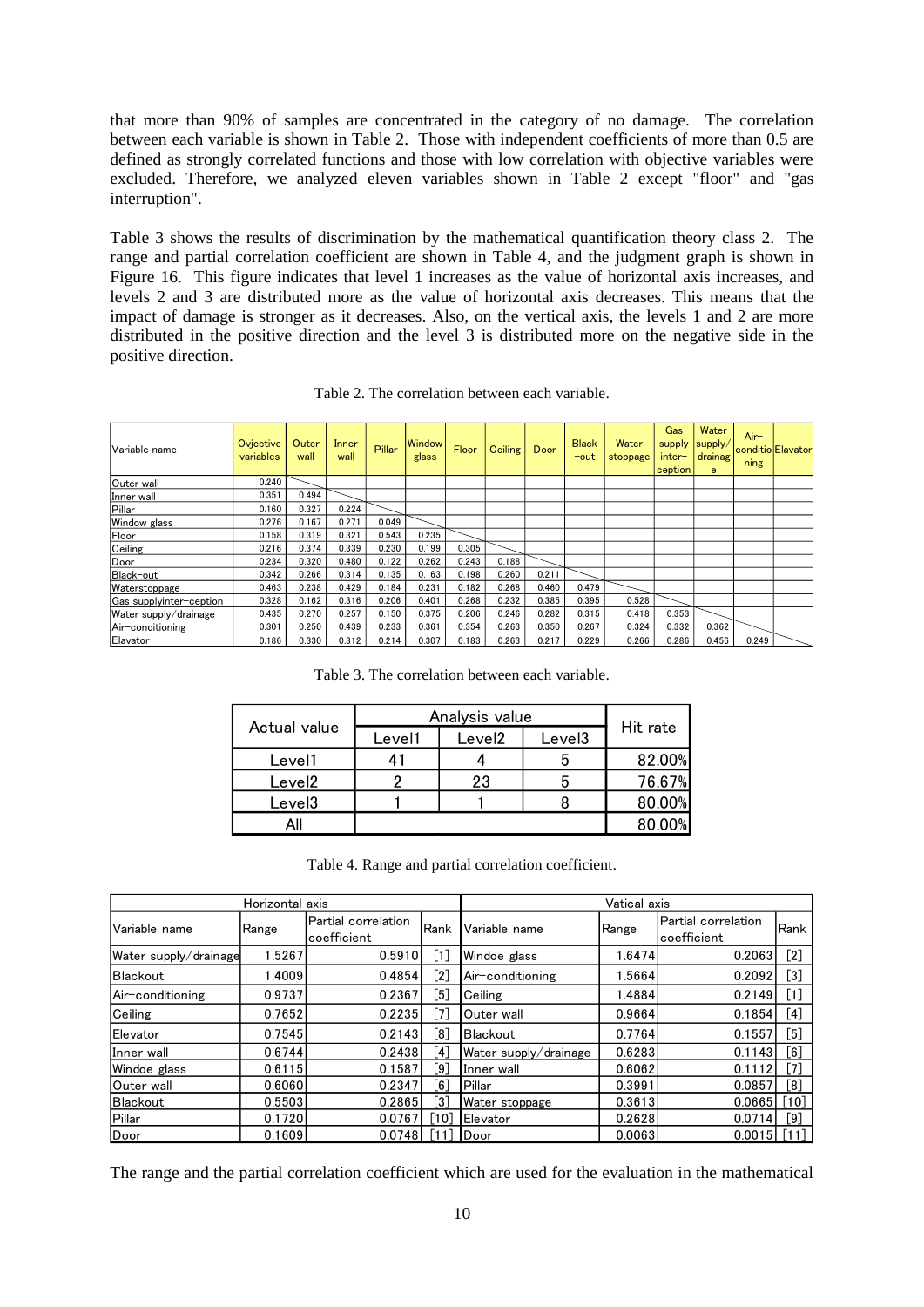that more than 90% of samples are concentrated in the category of no damage. The correlation between each variable is shown in Table 2. Those with independent coefficients of more than 0.5 are defined as strongly correlated functions and those with low correlation with objective variables were excluded. Therefore, we analyzed eleven variables shown in Table 2 except "floor" and "gas interruption".

Table 3 shows the results of discrimination by the mathematical quantification theory class 2. The range and partial correlation coefficient are shown in Table 4, and the judgment graph is shown in Figure 16. This figure indicates that level 1 increases as the value of horizontal axis increases, and levels 2 and 3 are distributed more as the value of horizontal axis decreases. This means that the impact of damage is stronger as it decreases. Also, on the vertical axis, the levels 1 and 2 are more distributed in the positive direction and the level 3 is distributed more on the negative side in the positive direction.

Table 2. The correlation between each variable.

| Variable name | Ovjective variables | Outer wall | Inner wall | Pillar | Window glass | Floor | Ceiling | Door | Black−out | Water stoppage | Gas supply inter−ception | Water supply/drainage | Air−conditioning | Elavator |
|---|---|---|---|---|---|---|---|---|---|---|---|---|---|---|
| Outer wall | 0.240 | | | | | | | | | | | | | |
| Inner wall | 0.351 | 0.494 | | | | | | | | | | | | |
| Pillar | 0.160 | 0.327 | 0.224 | | | | | | | | | | | |
| Window glass | 0.276 | 0.167 | 0.271 | 0.049 | | | | | | | | | | |
| Floor | 0.158 | 0.319 | 0.321 | 0.543 | 0.235 | | | | | | | | | |
| Ceiling | 0.216 | 0.374 | 0.339 | 0.230 | 0.199 | 0.305 | | | | | | | | |
| Door | 0.234 | 0.320 | 0.480 | 0.122 | 0.262 | 0.243 | 0.188 | | | | | | | |
| Black−out | 0.342 | 0.266 | 0.314 | 0.135 | 0.163 | 0.198 | 0.260 | 0.211 | | | | | | |
| Waterstoppage | 0.463 | 0.238 | 0.429 | 0.184 | 0.231 | 0.182 | 0.268 | 0.460 | 0.479 | | | | | |
| Gas supplyinter−ception | 0.328 | 0.162 | 0.316 | 0.206 | 0.401 | 0.268 | 0.232 | 0.385 | 0.395 | 0.528 | | | | |
| Water supply/drainage | 0.435 | 0.270 | 0.257 | 0.150 | 0.375 | 0.206 | 0.246 | 0.282 | 0.315 | 0.418 | 0.353 | | | |
| Air−conditioning | 0.301 | 0.250 | 0.439 | 0.233 | 0.361 | 0.354 | 0.263 | 0.350 | 0.267 | 0.324 | 0.332 | 0.362 | | |
| Elevator | 0.186 | 0.330 | 0.312 | 0.214 | 0.307 | 0.183 | 0.263 | 0.217 | 0.229 | 0.266 | 0.286 | 0.456 | 0.249 | |

Table 3. The correlation between each variable.

| Actual value | Analysis value | | | Hit rate |
|---|---|---|---|---|
| | Level1 | Level2 | Level3 | |
| Level1 | 41 | 4 | 5 | 82.00% |
| Level2 | 2 | 23 | 5 | 76.67% |
| Level3 | 1 | 1 | 8 | 80.00% |
| All | | | | 80.00% |

Table 4. Range and partial correlation coefficient.

| Horizontal axis | | | | Vatical axis | | | |
|---|---|---|---|---|---|---|---|
| Variable name | Range | Partial correlation coefficient | Rank | Variable name | Range | Partial correlation coefficient | Rank |
| Water supply/drainage | 1.5267 | 0.5910 | [1] | Windoe glass | 1.6474 | 0.2063 | [2] |
| Blackout | 1.4009 | 0.4854 | [2] | Air−conditioning | 1.5664 | 0.2092 | [3] |
| Air−conditioning | 0.9737 | 0.2367 | [5] | Ceiling | 1.4884 | 0.2149 | [1] |
| Ceiling | 0.7652 | 0.2235 | [7] | Outer wall | 0.9664 | 0.1854 | [4] |
| Elevator | 0.7545 | 0.2143 | [8] | Blackout | 0.7764 | 0.1557 | [5] |
| Inner wall | 0.6744 | 0.2438 | [4] | Water supply/drainage | 0.6283 | 0.1143 | [6] |
| Windoe glass | 0.6115 | 0.1587 | [9] | Inner wall | 0.6062 | 0.1112 | [7] |
| Outer wall | 0.6060 | 0.2347 | [6] | Pillar | 0.3991 | 0.0857 | [8] |
| Blackout | 0.5503 | 0.2865 | [3] | Water stoppage | 0.3613 | 0.0665 | [10] |
| Pillar | 0.1720 | 0.0767 | [10] | Elevator | 0.2628 | 0.0714 | [9] |
| Door | 0.1609 | 0.0748 | [11] | Door | 0.0063 | 0.0015 | [11] |

The range and the partial correlation coefficient which are used for the evaluation in the mathematical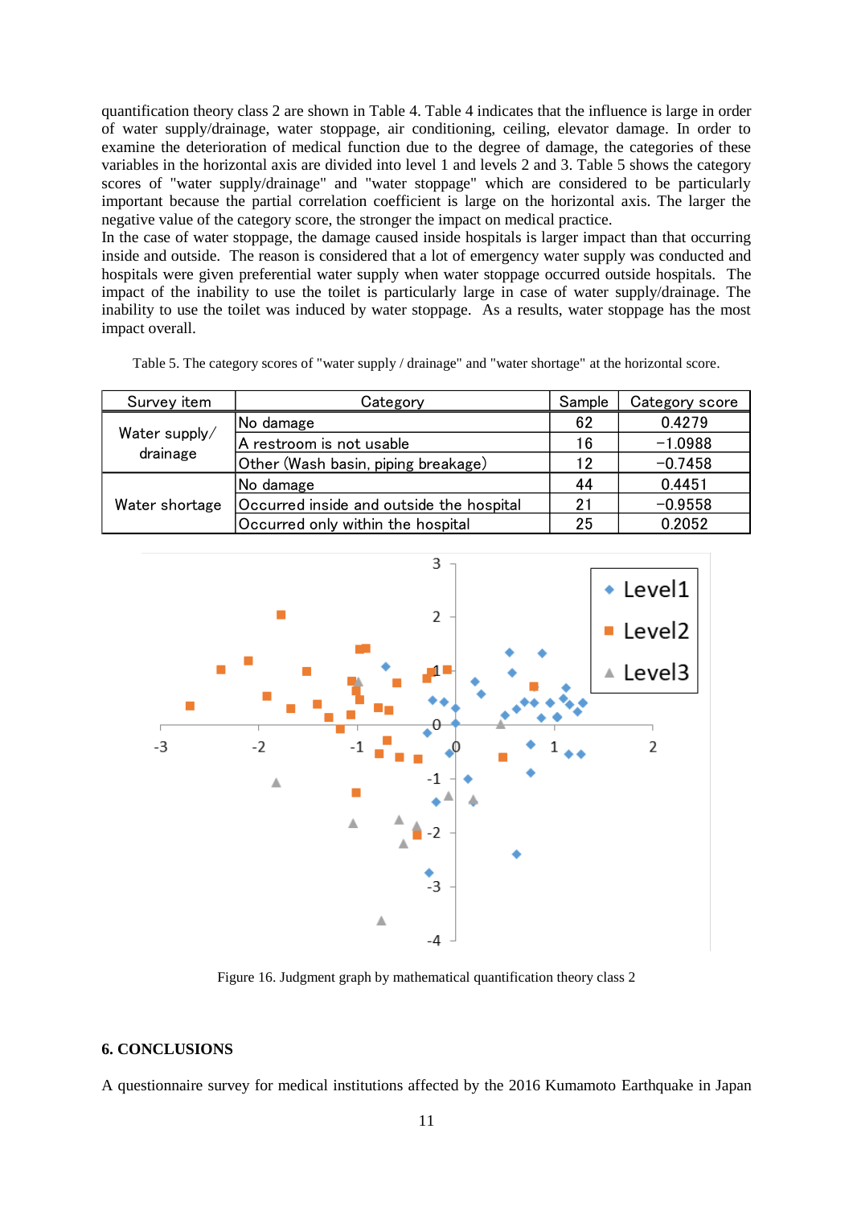quantification theory class 2 are shown in Table 4. Table 4 indicates that the influence is large in order of water supply/drainage, water stoppage, air conditioning, ceiling, elevator damage. In order to examine the deterioration of medical function due to the degree of damage, the categories of these variables in the horizontal axis are divided into level 1 and levels 2 and 3. Table 5 shows the category scores of "water supply/drainage" and "water stoppage" which are considered to be particularly important because the partial correlation coefficient is large on the horizontal axis. The larger the negative value of the category score, the stronger the impact on medical practice.
In the case of water stoppage, the damage caused inside hospitals is larger impact than that occurring inside and outside. The reason is considered that a lot of emergency water supply was conducted and hospitals were given preferential water supply when water stoppage occurred outside hospitals. The impact of the inability to use the toilet is particularly large in case of water supply/drainage. The inability to use the toilet was induced by water stoppage. As a results, water stoppage has the most impact overall.

Table 5. The category scores of "water supply / drainage" and "water shortage" at the horizontal score.

| Survey item | Category | Sample | Category score |
|---|---|---|---|
| Water supply/ drainage | No damage | 62 | 0.4279 |
| | A restroom is not usable | 16 | −1.0988 |
| | Other (Wash basin, piping breakage) | 12 | −0.7458 |
| Water shortage | No damage | 44 | 0.4451 |
| | Occurred inside and outside the hospital | 21 | −0.9558 |
| | Occurred only within the hospital | 25 | 0.2052 |

Figure 16. Judgment graph by mathematical quantification theory class 2

## 6. CONCLUSIONS

A questionnaire survey for medical institutions affected by the 2016 Kumamoto Earthquake in Japan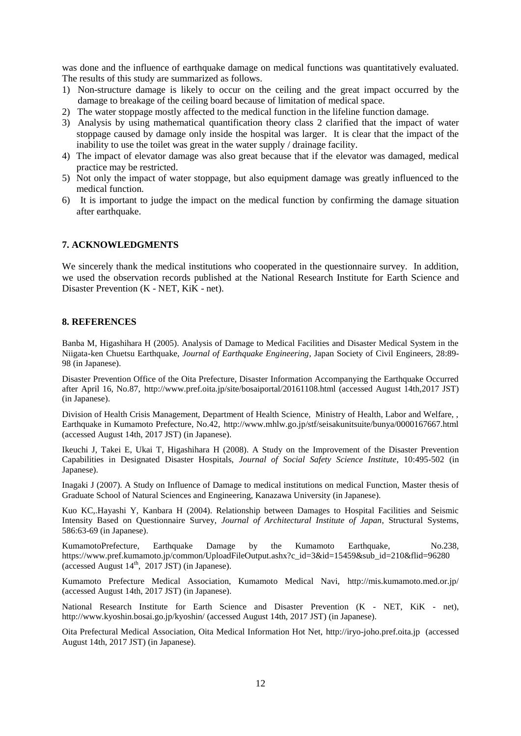was done and the influence of earthquake damage on medical functions was quantitatively evaluated. The results of this study are summarized as follows.

1) Non-structure damage is likely to occur on the ceiling and the great impact occurred by the damage to breakage of the ceiling board because of limitation of medical space.
2) The water stoppage mostly affected to the medical function in the lifeline function damage.
3) Analysis by using mathematical quantification theory class 2 clarified that the impact of water stoppage caused by damage only inside the hospital was larger. It is clear that the impact of the inability to use the toilet was great in the water supply / drainage facility.
4) The impact of elevator damage was also great because that if the elevator was damaged, medical practice may be restricted.
5) Not only the impact of water stoppage, but also equipment damage was greatly influenced to the medical function.
6) It is important to judge the impact on the medical function by confirming the damage situation after earthquake.

## 7. ACKNOWLEDGMENTS

We sincerely thank the medical institutions who cooperated in the questionnaire survey. In addition, we used the observation records published at the National Research Institute for Earth Science and Disaster Prevention (K - NET, KiK - net).

## 8. REFERENCES

Banba M, Higashihara H (2005). Analysis of Damage to Medical Facilities and Disaster Medical System in the Niigata-ken Chuetsu Earthquake, *Journal of Earthquake Engineering*, Japan Society of Civil Engineers, 28:89-98 (in Japanese).

Disaster Prevention Office of the Oita Prefecture, Disaster Information Accompanying the Earthquake Occurred after April 16, No.87, http://www.pref.oita.jp/site/bosaiportal/20161108.html (accessed August 14th,2017 JST) (in Japanese).

Division of Health Crisis Management, Department of Health Science, Ministry of Health, Labor and Welfare, , Earthquake in Kumamoto Prefecture, No.42, http://www.mhlw.go.jp/stf/seisakunitsuite/bunya/0000167667.html (accessed August 14th, 2017 JST) (in Japanese).

Ikeuchi J, Takei E, Ukai T, Higashihara H (2008). A Study on the Improvement of the Disaster Prevention Capabilities in Designated Disaster Hospitals, *Journal of Social Safety Science Institute*, 10:495-502 (in Japanese).

Inagaki J (2007). A Study on Influence of Damage to medical institutions on medical Function, Master thesis of Graduate School of Natural Sciences and Engineering, Kanazawa University (in Japanese).

Kuo KC,.Hayashi Y, Kanbara H (2004). Relationship between Damages to Hospital Facilities and Seismic Intensity Based on Questionnaire Survey, *Journal of Architectural Institute of Japan*, Structural Systems, 586:63-69 (in Japanese).

KumamotoPrefecture, Earthquake Damage by the Kumamoto Earthquake, No.238, https://www.pref.kumamoto.jp/common/UploadFileOutput.ashx?c_id=3&id=15459&sub_id=210&flid=96280 (accessed August 14th, 2017 JST) (in Japanese).

Kumamoto Prefecture Medical Association, Kumamoto Medical Navi, http://mis.kumamoto.med.or.jp/ (accessed August 14th, 2017 JST) (in Japanese).

National Research Institute for Earth Science and Disaster Prevention (K - NET, KiK - net), http://www.kyoshin.bosai.go.jp/kyoshin/ (accessed August 14th, 2017 JST) (in Japanese).

Oita Prefectural Medical Association, Oita Medical Information Hot Net, http://iryo-joho.pref.oita.jp (accessed August 14th, 2017 JST) (in Japanese).